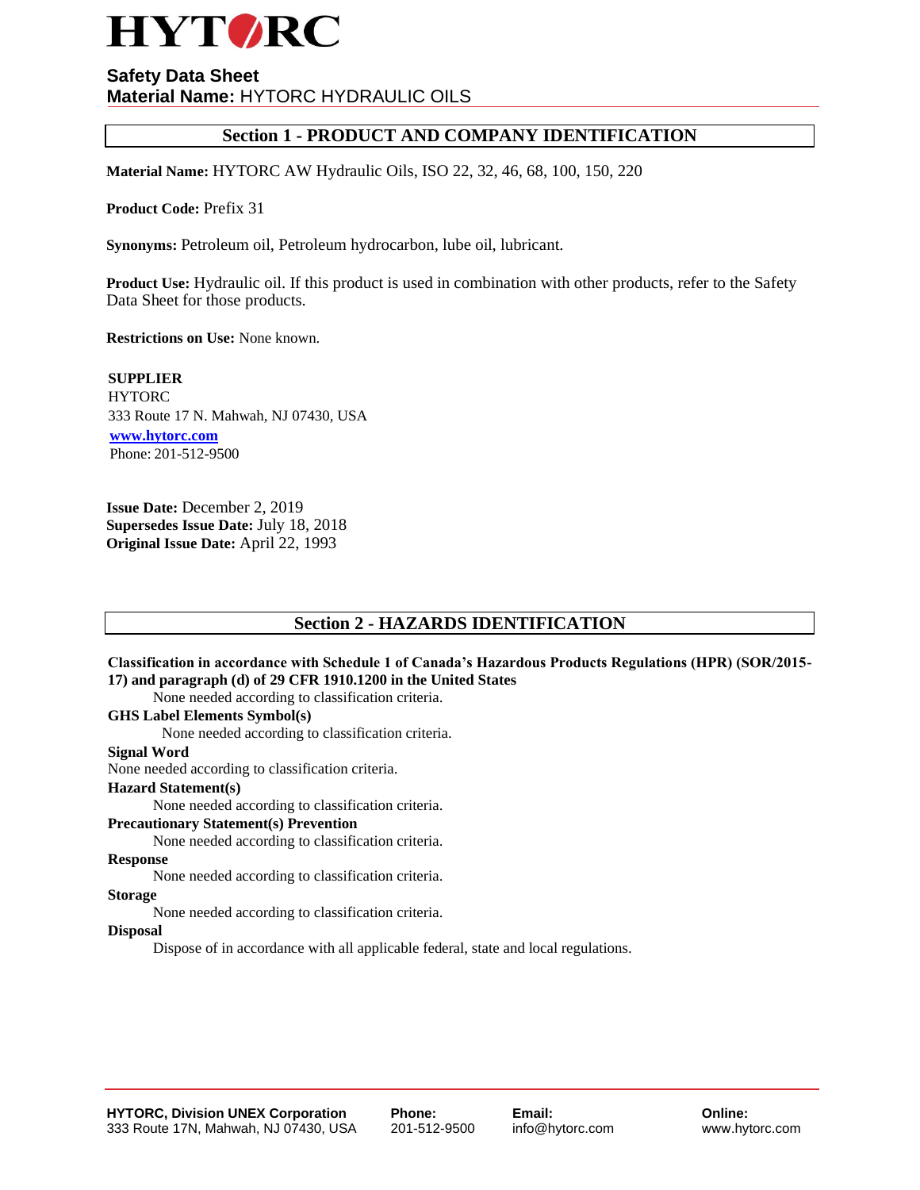# HYTORC

**Safety Data Sheet**
**Material Name:** HYTORC HYDRAULIC OILS

## Section 1 - PRODUCT AND COMPANY IDENTIFICATION

**Material Name:** HYTORC AW Hydraulic Oils, ISO 22, 32, 46, 68, 100, 150, 220

**Product Code:** Prefix 31

**Synonyms:** Petroleum oil, Petroleum hydrocarbon, lube oil, lubricant.

**Product Use:** Hydraulic oil. If this product is used in combination with other products, refer to the Safety Data Sheet for those products.

**Restrictions on Use:** None known.

**SUPPLIER**
HYTORC
333 Route 17 N. Mahwah, NJ 07430, USA
www.hytorc.com
Phone: 201-512-9500

**Issue Date:** December 2, 2019
**Supersedes Issue Date:** July 18, 2018
**Original Issue Date:** April 22, 1993

## Section 2 - HAZARDS IDENTIFICATION

**Classification in accordance with Schedule 1 of Canada's Hazardous Products Regulations (HPR) (SOR/2015-17) and paragraph (d) of 29 CFR 1910.1200 in the United States**
None needed according to classification criteria.

**GHS Label Elements Symbol(s)**
None needed according to classification criteria.

**Signal Word**
None needed according to classification criteria.

**Hazard Statement(s)**
None needed according to classification criteria.

**Precautionary Statement(s) Prevention**
None needed according to classification criteria.

**Response**
None needed according to classification criteria.

**Storage**
None needed according to classification criteria.

**Disposal**
Dispose of in accordance with all applicable federal, state and local regulations.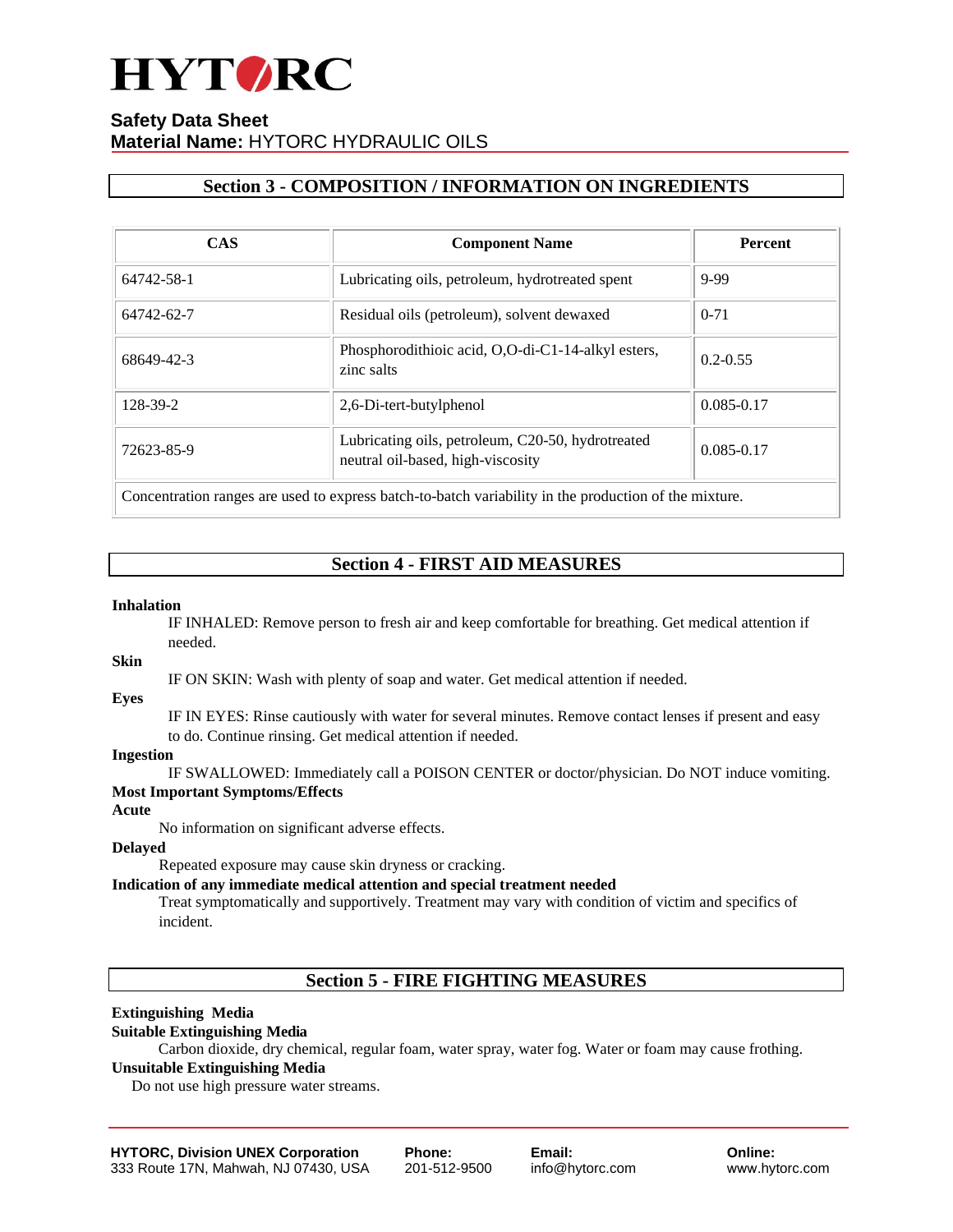## Section 3 - COMPOSITION / INFORMATION ON INGREDIENTS

| CAS | Component Name | Percent |
|---|---|---|
| 64742-58-1 | Lubricating oils, petroleum, hydrotreated spent | 9-99 |
| 64742-62-7 | Residual oils (petroleum), solvent dewaxed | 0-71 |
| 68649-42-3 | Phosphorodithioic acid, O,O-di-C1-14-alkyl esters, zinc salts | 0.2-0.55 |
| 128-39-2 | 2,6-Di-tert-butylphenol | 0.085-0.17 |
| 72623-85-9 | Lubricating oils, petroleum, C20-50, hydrotreated neutral oil-based, high-viscosity | 0.085-0.17 |
| Concentration ranges are used to express batch-to-batch variability in the production of the mixture. | | |

## Section 4 - FIRST AID MEASURES

**Inhalation**

IF INHALED: Remove person to fresh air and keep comfortable for breathing. Get medical attention if needed.

**Skin**

IF ON SKIN: Wash with plenty of soap and water. Get medical attention if needed.

**Eyes**

IF IN EYES: Rinse cautiously with water for several minutes. Remove contact lenses if present and easy to do. Continue rinsing. Get medical attention if needed.

**Ingestion**

IF SWALLOWED: Immediately call a POISON CENTER or doctor/physician. Do NOT induce vomiting.

**Most Important Symptoms/Effects**

**Acute**

No information on significant adverse effects.

**Delayed**

Repeated exposure may cause skin dryness or cracking.

**Indication of any immediate medical attention and special treatment needed**

Treat symptomatically and supportively. Treatment may vary with condition of victim and specifics of incident.

## Section 5 - FIRE FIGHTING MEASURES

**Extinguishing Media**

**Suitable Extinguishing Media**

Carbon dioxide, dry chemical, regular foam, water spray, water fog. Water or foam may cause frothing.

**Unsuitable Extinguishing Media**

Do not use high pressure water streams.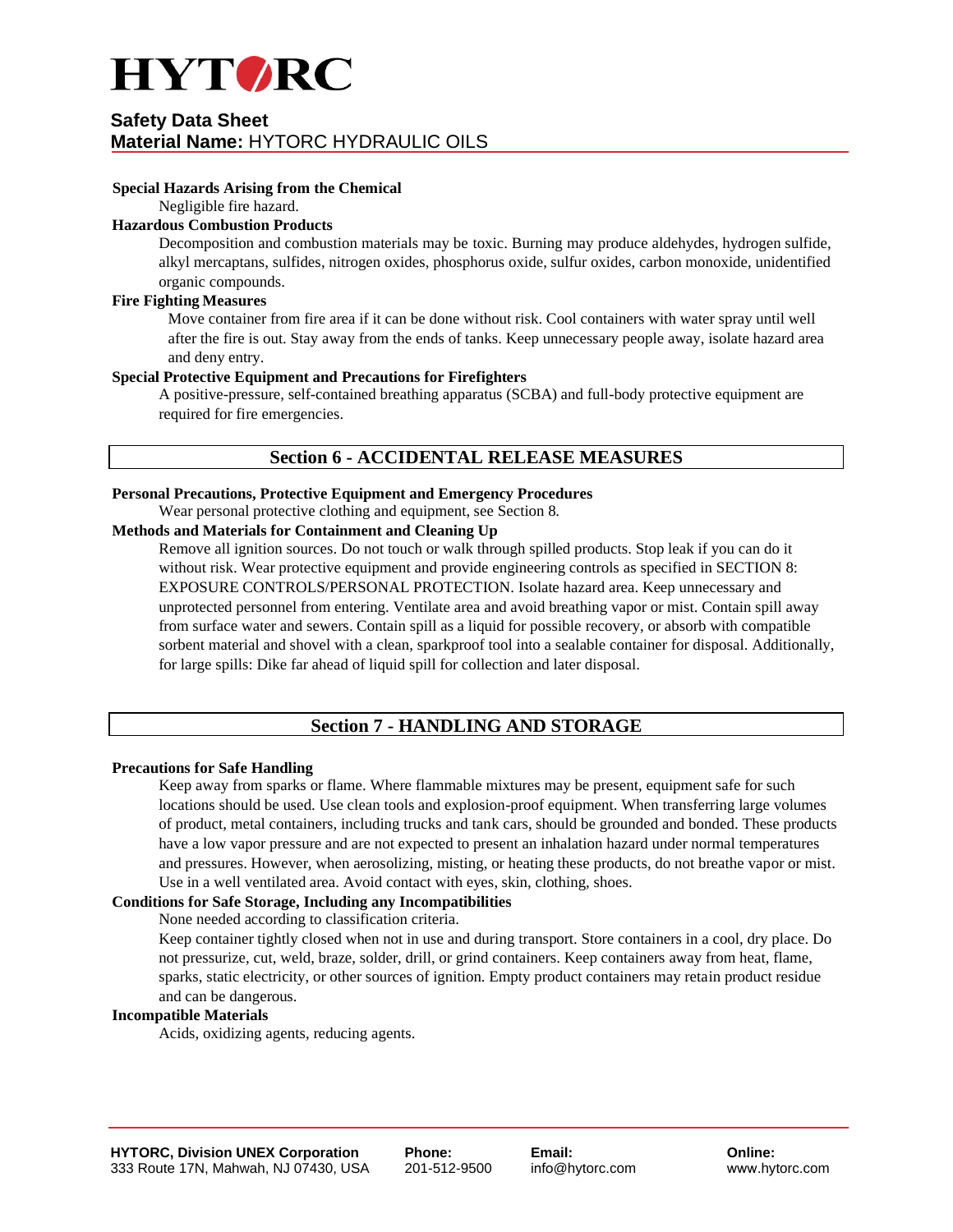**Special Hazards Arising from the Chemical**

Negligible fire hazard.

**Hazardous Combustion Products**

Decomposition and combustion materials may be toxic. Burning may produce aldehydes, hydrogen sulfide, alkyl mercaptans, sulfides, nitrogen oxides, phosphorus oxide, sulfur oxides, carbon monoxide, unidentified organic compounds.

**Fire Fighting Measures**

Move container from fire area if it can be done without risk. Cool containers with water spray until well after the fire is out. Stay away from the ends of tanks. Keep unnecessary people away, isolate hazard area and deny entry.

**Special Protective Equipment and Precautions for Firefighters**

A positive-pressure, self-contained breathing apparatus (SCBA) and full-body protective equipment are required for fire emergencies.

## Section 6 - ACCIDENTAL RELEASE MEASURES

**Personal Precautions, Protective Equipment and Emergency Procedures**

Wear personal protective clothing and equipment, see Section 8.

**Methods and Materials for Containment and Cleaning Up**

Remove all ignition sources. Do not touch or walk through spilled products. Stop leak if you can do it without risk. Wear protective equipment and provide engineering controls as specified in SECTION 8: EXPOSURE CONTROLS/PERSONAL PROTECTION. Isolate hazard area. Keep unnecessary and unprotected personnel from entering. Ventilate area and avoid breathing vapor or mist. Contain spill away from surface water and sewers. Contain spill as a liquid for possible recovery, or absorb with compatible sorbent material and shovel with a clean, sparkproof tool into a sealable container for disposal. Additionally, for large spills: Dike far ahead of liquid spill for collection and later disposal.

## Section 7 - HANDLING AND STORAGE

**Precautions for Safe Handling**

Keep away from sparks or flame. Where flammable mixtures may be present, equipment safe for such locations should be used. Use clean tools and explosion-proof equipment. When transferring large volumes of product, metal containers, including trucks and tank cars, should be grounded and bonded. These products have a low vapor pressure and are not expected to present an inhalation hazard under normal temperatures and pressures. However, when aerosolizing, misting, or heating these products, do not breathe vapor or mist. Use in a well ventilated area. Avoid contact with eyes, skin, clothing, shoes.

**Conditions for Safe Storage, Including any Incompatibilities**

None needed according to classification criteria.

Keep container tightly closed when not in use and during transport. Store containers in a cool, dry place. Do not pressurize, cut, weld, braze, solder, drill, or grind containers. Keep containers away from heat, flame, sparks, static electricity, or other sources of ignition. Empty product containers may retain product residue and can be dangerous.

**Incompatible Materials**

Acids, oxidizing agents, reducing agents.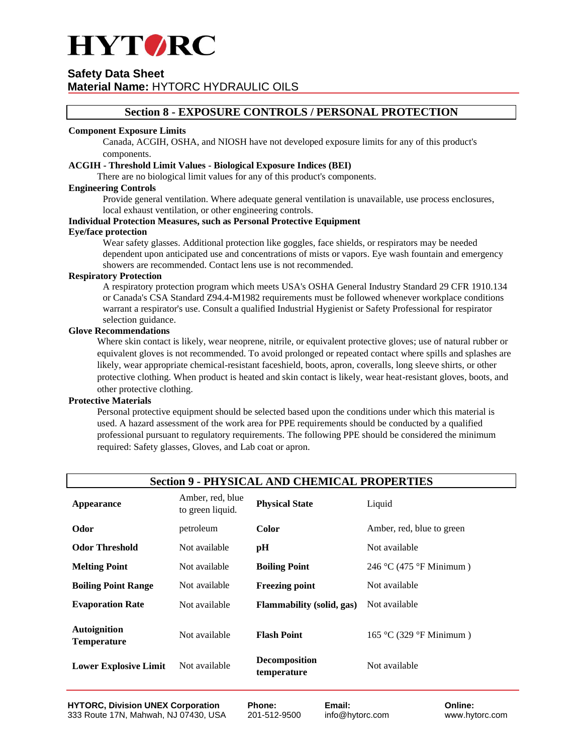## Section 8 - EXPOSURE CONTROLS / PERSONAL PROTECTION

**Component Exposure Limits**

Canada, ACGIH, OSHA, and NIOSH have not developed exposure limits for any of this product's components.

**ACGIH - Threshold Limit Values - Biological Exposure Indices (BEI)**

There are no biological limit values for any of this product's components.

**Engineering Controls**

Provide general ventilation. Where adequate general ventilation is unavailable, use process enclosures, local exhaust ventilation, or other engineering controls.

**Individual Protection Measures, such as Personal Protective Equipment**

**Eye/face protection**

Wear safety glasses. Additional protection like goggles, face shields, or respirators may be needed dependent upon anticipated use and concentrations of mists or vapors. Eye wash fountain and emergency showers are recommended. Contact lens use is not recommended.

**Respiratory Protection**

A respiratory protection program which meets USA's OSHA General Industry Standard 29 CFR 1910.134 or Canada's CSA Standard Z94.4-M1982 requirements must be followed whenever workplace conditions warrant a respirator's use. Consult a qualified Industrial Hygienist or Safety Professional for respirator selection guidance.

**Glove Recommendations**

Where skin contact is likely, wear neoprene, nitrile, or equivalent protective gloves; use of natural rubber or equivalent gloves is not recommended. To avoid prolonged or repeated contact where spills and splashes are likely, wear appropriate chemical-resistant faceshield, boots, apron, coveralls, long sleeve shirts, or other protective clothing. When product is heated and skin contact is likely, wear heat-resistant gloves, boots, and other protective clothing.

**Protective Materials**

Personal protective equipment should be selected based upon the conditions under which this material is used. A hazard assessment of the work area for PPE requirements should be conducted by a qualified professional pursuant to regulatory requirements. The following PPE should be considered the minimum required: Safety glasses, Gloves, and Lab coat or apron.

## Section 9 - PHYSICAL AND CHEMICAL PROPERTIES

| | | | |
|---|---|---|---|
| **Appearance** | Amber, red, blue to green liquid. | **Physical State** | Liquid |
| **Odor** | petroleum | **Color** | Amber, red, blue to green |
| **Odor Threshold** | Not available | **pH** | Not available |
| **Melting Point** | Not available | **Boiling Point** | 246 °C (475 °F Minimum ) |
| **Boiling Point Range** | Not available | **Freezing point** | Not available |
| **Evaporation Rate** | Not available | **Flammability (solid, gas)** | Not available |
| **Autoignition Temperature** | Not available | **Flash Point** | 165 °C (329 °F Minimum ) |
| **Lower Explosive Limit** | Not available | **Decomposition temperature** | Not available |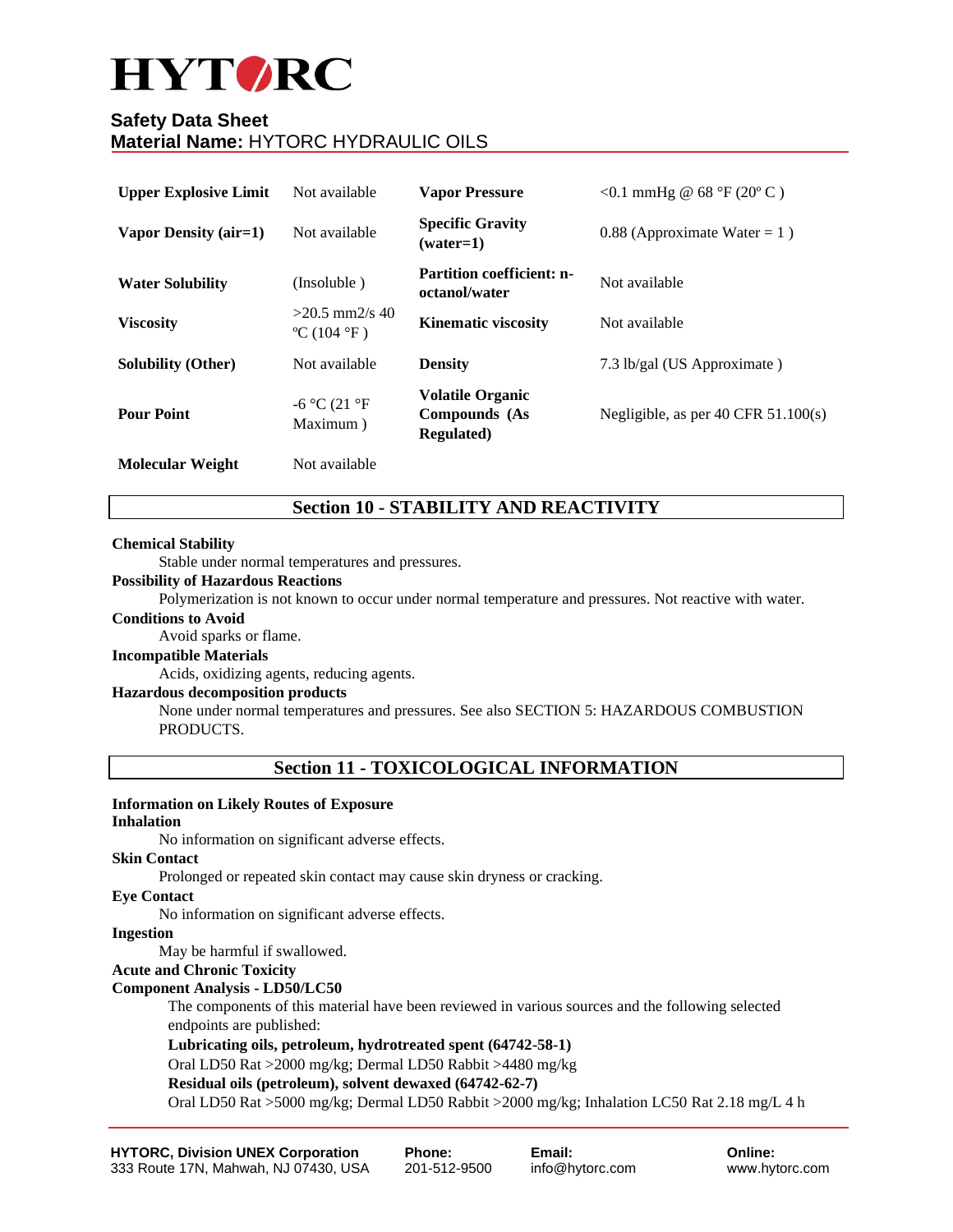| Upper Explosive Limit | Not available | Vapor Pressure | <0.1 mmHg @ 68 °F (20º C ) |
|---|---|---|---|
| Vapor Density (air=1) | Not available | Specific Gravity (water=1) | 0.88 (Approximate Water = 1 ) |
| Water Solubility | (Insoluble ) | Partition coefficient: n-octanol/water | Not available |
| Viscosity | >20.5 mm2/s 40 ºC (104 °F ) | Kinematic viscosity | Not available |
| Solubility (Other) | Not available | Density | 7.3 lb/gal (US Approximate ) |
| Pour Point | -6 °C (21 °F Maximum ) | Volatile Organic Compounds (As Regulated) | Negligible, as per 40 CFR 51.100(s) |
| Molecular Weight | Not available | | |

## Section 10 - STABILITY AND REACTIVITY

**Chemical Stability**

Stable under normal temperatures and pressures.

**Possibility of Hazardous Reactions**

Polymerization is not known to occur under normal temperature and pressures. Not reactive with water.

**Conditions to Avoid**

Avoid sparks or flame.

**Incompatible Materials**

Acids, oxidizing agents, reducing agents.

**Hazardous decomposition products**

None under normal temperatures and pressures. See also SECTION 5: HAZARDOUS COMBUSTION PRODUCTS.

## Section 11 - TOXICOLOGICAL INFORMATION

**Information on Likely Routes of Exposure**

**Inhalation**

No information on significant adverse effects.

**Skin Contact**

Prolonged or repeated skin contact may cause skin dryness or cracking.

**Eye Contact**

No information on significant adverse effects.

**Ingestion**

May be harmful if swallowed.

**Acute and Chronic Toxicity**

**Component Analysis - LD50/LC50**

The components of this material have been reviewed in various sources and the following selected endpoints are published:

**Lubricating oils, petroleum, hydrotreated spent (64742-58-1)**

Oral LD50 Rat >2000 mg/kg; Dermal LD50 Rabbit >4480 mg/kg

**Residual oils (petroleum), solvent dewaxed (64742-62-7)**

Oral LD50 Rat >5000 mg/kg; Dermal LD50 Rabbit >2000 mg/kg; Inhalation LC50 Rat 2.18 mg/L 4 h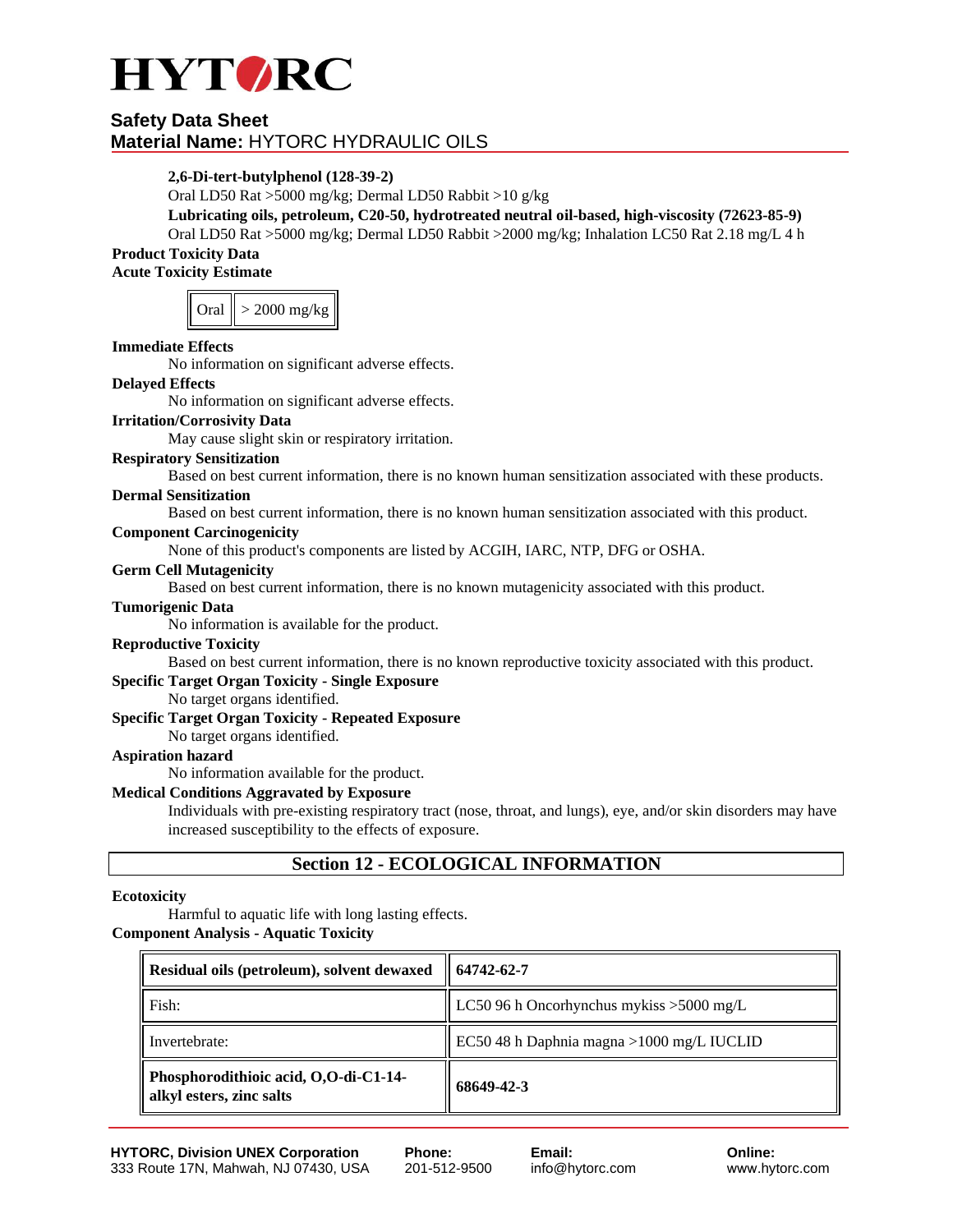**2,6-Di-tert-butylphenol (128-39-2)**

Oral LD50 Rat >5000 mg/kg; Dermal LD50 Rabbit >10 g/kg

**Lubricating oils, petroleum, C20-50, hydrotreated neutral oil-based, high-viscosity (72623-85-9)**

Oral LD50 Rat >5000 mg/kg; Dermal LD50 Rabbit >2000 mg/kg; Inhalation LC50 Rat 2.18 mg/L 4 h

**Product Toxicity Data**

**Acute Toxicity Estimate**

| Oral | > 2000 mg/kg |
|---|---|

**Immediate Effects**

No information on significant adverse effects.

**Delayed Effects**

No information on significant adverse effects.

**Irritation/Corrosivity Data**

May cause slight skin or respiratory irritation.

**Respiratory Sensitization**

Based on best current information, there is no known human sensitization associated with these products.

**Dermal Sensitization**

Based on best current information, there is no known human sensitization associated with this product.

**Component Carcinogenicity**

None of this product's components are listed by ACGIH, IARC, NTP, DFG or OSHA.

**Germ Cell Mutagenicity**

Based on best current information, there is no known mutagenicity associated with this product.

**Tumorigenic Data**

No information is available for the product.

**Reproductive Toxicity**

Based on best current information, there is no known reproductive toxicity associated with this product.

**Specific Target Organ Toxicity - Single Exposure**

No target organs identified.

**Specific Target Organ Toxicity - Repeated Exposure**

No target organs identified.

**Aspiration hazard**

No information available for the product.

**Medical Conditions Aggravated by Exposure**

Individuals with pre-existing respiratory tract (nose, throat, and lungs), eye, and/or skin disorders may have increased susceptibility to the effects of exposure.

## Section 12 - ECOLOGICAL INFORMATION

**Ecotoxicity**

Harmful to aquatic life with long lasting effects.

**Component Analysis - Aquatic Toxicity**

| **Residual oils (petroleum), solvent dewaxed** | **64742-62-7** |
|---|---|
| Fish: | LC50 96 h Oncorhynchus mykiss >5000 mg/L |
| Invertebrate: | EC50 48 h Daphnia magna >1000 mg/L IUCLID |
| **Phosphorodithioic acid, O,O-di-C1-14-alkyl esters, zinc salts** | **68649-42-3** |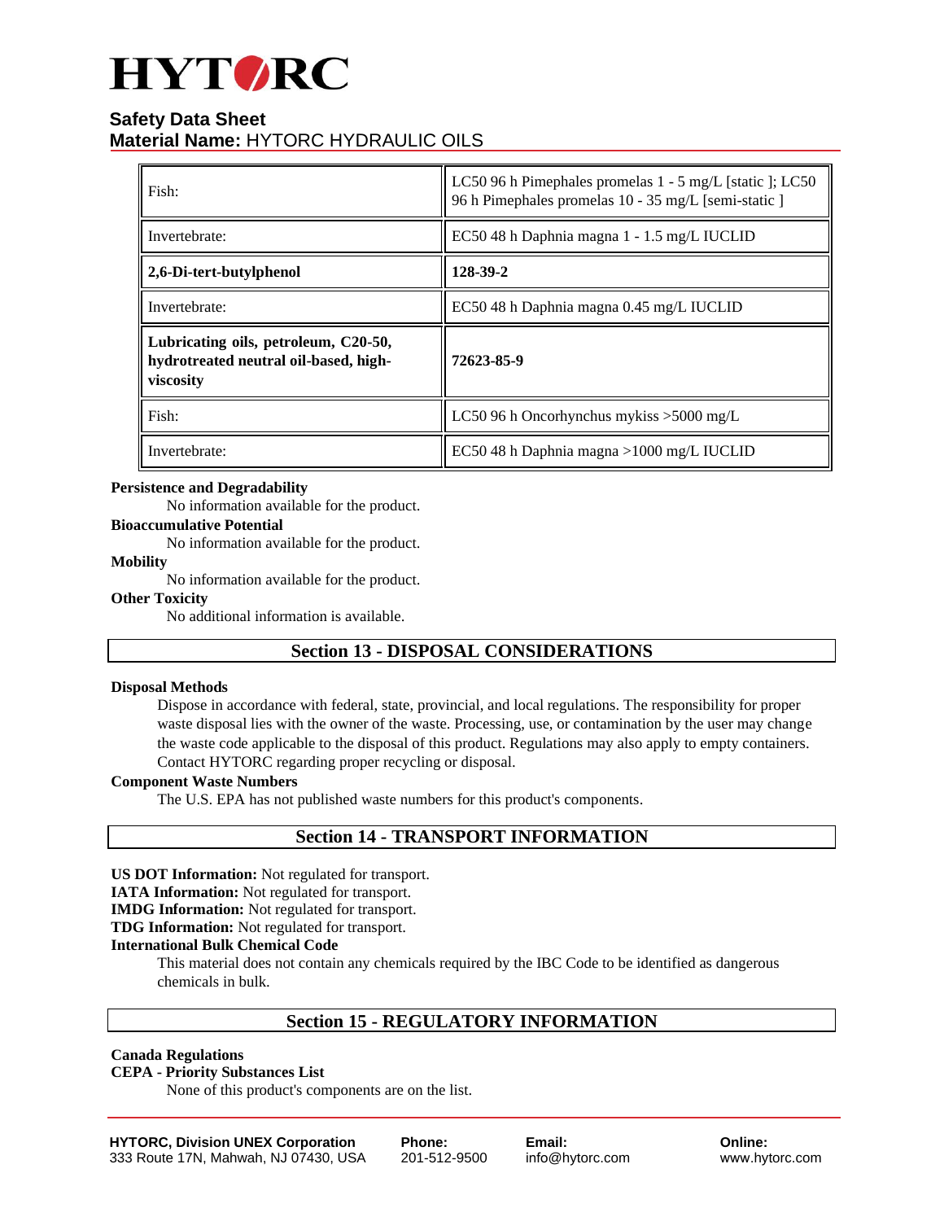| | |
|---|---|
| Fish: | LC50 96 h Pimephales promelas 1 - 5 mg/L [static ]; LC50 96 h Pimephales promelas 10 - 35 mg/L [semi-static ] |
| Invertebrate: | EC50 48 h Daphnia magna 1 - 1.5 mg/L IUCLID |
| **2,6-Di-tert-butylphenol** | **128-39-2** |
| Invertebrate: | EC50 48 h Daphnia magna 0.45 mg/L IUCLID |
| **Lubricating oils, petroleum, C20-50, hydrotreated neutral oil-based, high-viscosity** | **72623-85-9** |
| Fish: | LC50 96 h Oncorhynchus mykiss >5000 mg/L |
| Invertebrate: | EC50 48 h Daphnia magna >1000 mg/L IUCLID |

**Persistence and Degradability**

No information available for the product.

**Bioaccumulative Potential**

No information available for the product.

**Mobility**

No information available for the product.

**Other Toxicity**

No additional information is available.

## Section 13 - DISPOSAL CONSIDERATIONS

**Disposal Methods**

Dispose in accordance with federal, state, provincial, and local regulations. The responsibility for proper waste disposal lies with the owner of the waste. Processing, use, or contamination by the user may change the waste code applicable to the disposal of this product. Regulations may also apply to empty containers. Contact HYTORC regarding proper recycling or disposal.

**Component Waste Numbers**

The U.S. EPA has not published waste numbers for this product's components.

## Section 14 - TRANSPORT INFORMATION

**US DOT Information:** Not regulated for transport.
**IATA Information:** Not regulated for transport.
**IMDG Information:** Not regulated for transport.
**TDG Information:** Not regulated for transport.
**International Bulk Chemical Code**

This material does not contain any chemicals required by the IBC Code to be identified as dangerous chemicals in bulk.

## Section 15 - REGULATORY INFORMATION

**Canada Regulations**
**CEPA - Priority Substances List**

None of this product's components are on the list.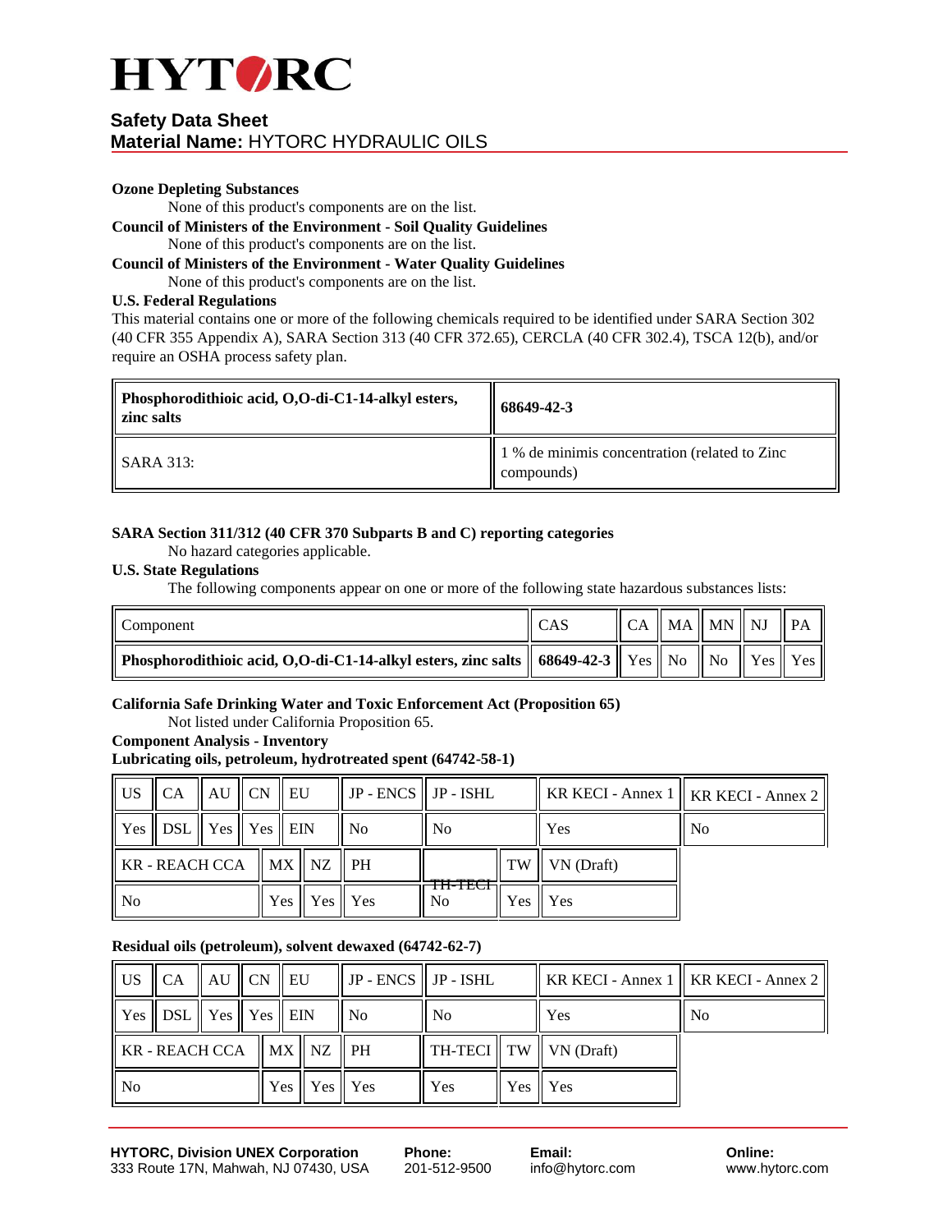**Ozone Depleting Substances**

None of this product's components are on the list.

**Council of Ministers of the Environment - Soil Quality Guidelines**

None of this product's components are on the list.

**Council of Ministers of the Environment - Water Quality Guidelines**

None of this product's components are on the list.

**U.S. Federal Regulations**

This material contains one or more of the following chemicals required to be identified under SARA Section 302 (40 CFR 355 Appendix A), SARA Section 313 (40 CFR 372.65), CERCLA (40 CFR 302.4), TSCA 12(b), and/or require an OSHA process safety plan.

| **Phosphorodithioic acid, O,O-di-C1-14-alkyl esters, zinc salts** | **68649-42-3** |
|---|---|
| SARA 313: | 1 % de minimis concentration (related to Zinc compounds) |

**SARA Section 311/312 (40 CFR 370 Subparts B and C) reporting categories**

No hazard categories applicable.

**U.S. State Regulations**

The following components appear on one or more of the following state hazardous substances lists:

| Component | CAS | CA | MA | MN | NJ | PA |
|---|---|---|---|---|---|---|
| **Phosphorodithioic acid, O,O-di-C1-14-alkyl esters, zinc salts** | **68649-42-3** | Yes | No | No | Yes | Yes |

**California Safe Drinking Water and Toxic Enforcement Act (Proposition 65)**

Not listed under California Proposition 65.

**Component Analysis - Inventory**

**Lubricating oils, petroleum, hydrotreated spent (64742-58-1)**

| US | CA | AU | CN | EU | JP - ENCS | JP - ISHL | KR KECI - Annex 1 | KR KECI - Annex 2 |
|---|---|---|---|---|---|---|---|---|
| Yes | DSL | Yes | Yes | EIN | No | No | Yes | No |

| KR - REACH CCA | MX | NZ | PH | TH-TECI | TW | VN (Draft) |
|---|---|---|---|---|---|---|
| No | Yes | Yes | Yes | No | Yes | Yes |

**Residual oils (petroleum), solvent dewaxed (64742-62-7)**

| US | CA | AU | CN | EU | JP - ENCS | JP - ISHL | KR KECI - Annex 1 | KR KECI - Annex 2 |
|---|---|---|---|---|---|---|---|---|
| Yes | DSL | Yes | Yes | EIN | No | No | Yes | No |

| KR - REACH CCA | MX | NZ | PH | TH-TECI | TW | VN (Draft) |
|---|---|---|---|---|---|---|
| No | Yes | Yes | Yes | Yes | Yes | Yes |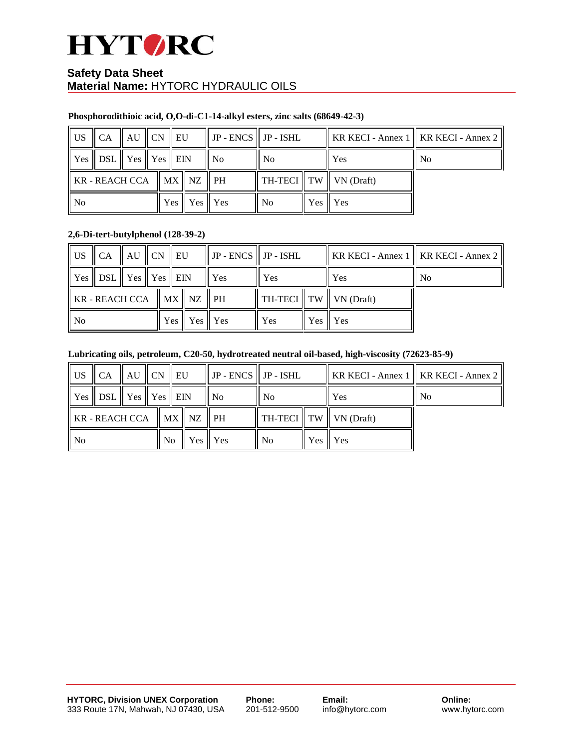Phosphorodithioic acid, O,O-di-C1-14-alkyl esters, zinc salts (68649-42-3)

| US | CA | AU | CN | EU | JP - ENCS | JP - ISHL | KR KECI - Annex 1 | KR KECI - Annex 2 |
|---|---|---|---|---|---|---|---|---|
| Yes | DSL | Yes | Yes | EIN | No | No | Yes | No |

| KR - REACH CCA | MX | NZ | PH | TH-TECI | TW | VN (Draft) |
|---|---|---|---|---|---|---|
| No | Yes | Yes | Yes | No | Yes | Yes |

**2,6-Di-tert-butylphenol (128-39-2)**

| US | CA | AU | CN | EU | JP - ENCS | JP - ISHL | KR KECI - Annex 1 | KR KECI - Annex 2 |
|---|---|---|---|---|---|---|---|---|
| Yes | DSL | Yes | Yes | EIN | Yes | Yes | Yes | No |

| KR - REACH CCA | MX | NZ | PH | TH-TECI | TW | VN (Draft) |
|---|---|---|---|---|---|---|
| No | Yes | Yes | Yes | Yes | Yes | Yes |

**Lubricating oils, petroleum, C20-50, hydrotreated neutral oil-based, high-viscosity (72623-85-9)**

| US | CA | AU | CN | EU | JP - ENCS | JP - ISHL | KR KECI - Annex 1 | KR KECI - Annex 2 |
|---|---|---|---|---|---|---|---|---|
| Yes | DSL | Yes | Yes | EIN | No | No | Yes | No |

| KR - REACH CCA | MX | NZ | PH | TH-TECI | TW | VN (Draft) |
|---|---|---|---|---|---|---|
| No | No | Yes | Yes | No | Yes | Yes |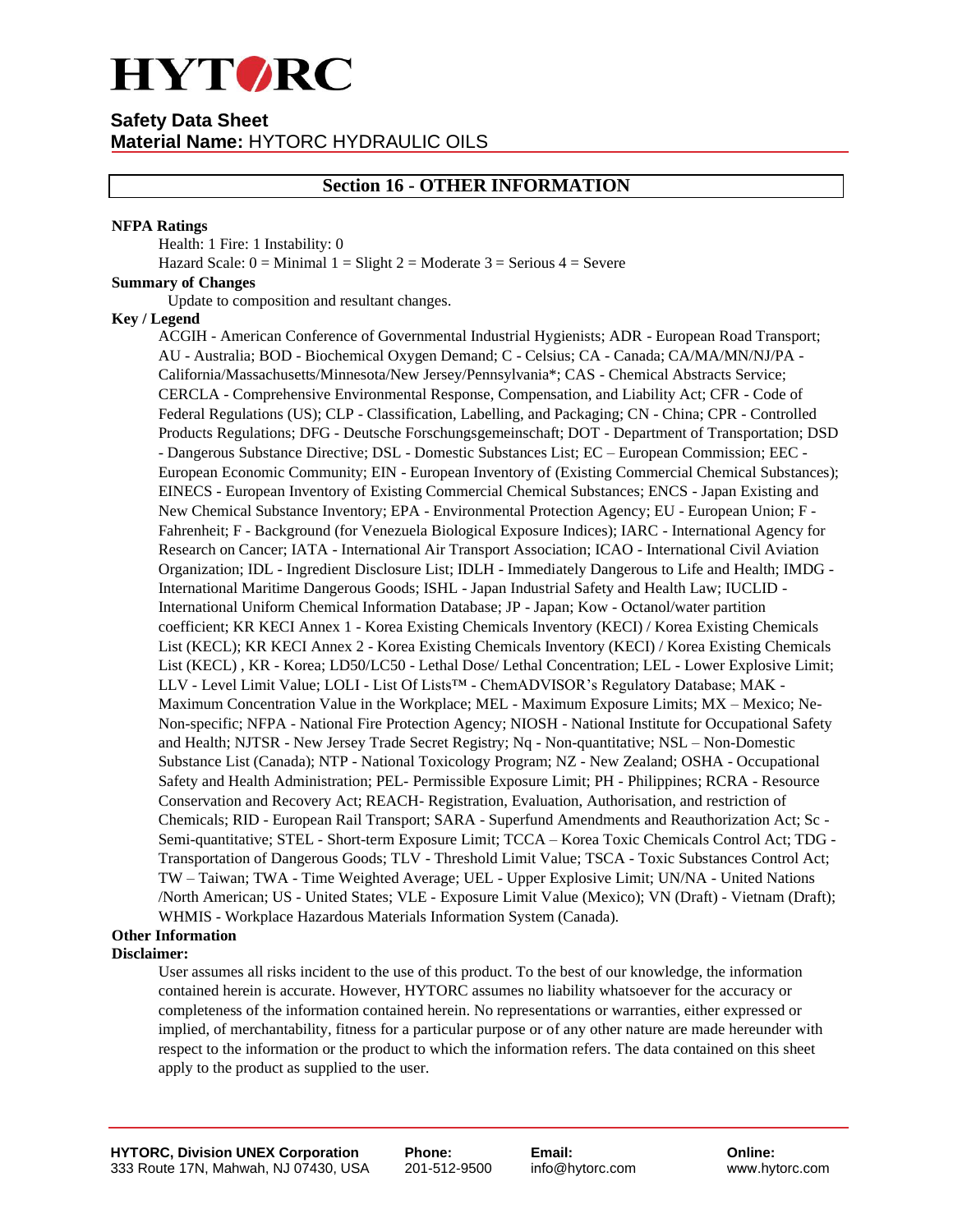## Section 16 - OTHER INFORMATION

**NFPA Ratings**

Health: 1 Fire: 1 Instability: 0

Hazard Scale: 0 = Minimal 1 = Slight 2 = Moderate 3 = Serious 4 = Severe

**Summary of Changes**

Update to composition and resultant changes.

**Key / Legend**

ACGIH - American Conference of Governmental Industrial Hygienists; ADR - European Road Transport; AU - Australia; BOD - Biochemical Oxygen Demand; C - Celsius; CA - Canada; CA/MA/MN/NJ/PA - California/Massachusetts/Minnesota/New Jersey/Pennsylvania*; CAS - Chemical Abstracts Service; CERCLA - Comprehensive Environmental Response, Compensation, and Liability Act; CFR - Code of Federal Regulations (US); CLP - Classification, Labelling, and Packaging; CN - China; CPR - Controlled Products Regulations; DFG - Deutsche Forschungsgemeinschaft; DOT - Department of Transportation; DSD - Dangerous Substance Directive; DSL - Domestic Substances List; EC – European Commission; EEC - European Economic Community; EIN - European Inventory of (Existing Commercial Chemical Substances); EINECS - European Inventory of Existing Commercial Chemical Substances; ENCS - Japan Existing and New Chemical Substance Inventory; EPA - Environmental Protection Agency; EU - European Union; F - Fahrenheit; F - Background (for Venezuela Biological Exposure Indices); IARC - International Agency for Research on Cancer; IATA - International Air Transport Association; ICAO - International Civil Aviation Organization; IDL - Ingredient Disclosure List; IDLH - Immediately Dangerous to Life and Health; IMDG - International Maritime Dangerous Goods; ISHL - Japan Industrial Safety and Health Law; IUCLID - International Uniform Chemical Information Database; JP - Japan; Kow - Octanol/water partition coefficient; KR KECI Annex 1 - Korea Existing Chemicals Inventory (KECI) / Korea Existing Chemicals List (KECL); KR KECI Annex 2 - Korea Existing Chemicals Inventory (KECI) / Korea Existing Chemicals List (KECL) , KR - Korea; LD50/LC50 - Lethal Dose/ Lethal Concentration; LEL - Lower Explosive Limit; LLV - Level Limit Value; LOLI - List Of Lists™ - ChemADVISOR's Regulatory Database; MAK - Maximum Concentration Value in the Workplace; MEL - Maximum Exposure Limits; MX – Mexico; Ne- Non-specific; NFPA - National Fire Protection Agency; NIOSH - National Institute for Occupational Safety and Health; NJTSR - New Jersey Trade Secret Registry; Nq - Non-quantitative; NSL – Non-Domestic Substance List (Canada); NTP - National Toxicology Program; NZ - New Zealand; OSHA - Occupational Safety and Health Administration; PEL- Permissible Exposure Limit; PH - Philippines; RCRA - Resource Conservation and Recovery Act; REACH- Registration, Evaluation, Authorisation, and restriction of Chemicals; RID - European Rail Transport; SARA - Superfund Amendments and Reauthorization Act; Sc - Semi-quantitative; STEL - Short-term Exposure Limit; TCCA – Korea Toxic Chemicals Control Act; TDG - Transportation of Dangerous Goods; TLV - Threshold Limit Value; TSCA - Toxic Substances Control Act; TW – Taiwan; TWA - Time Weighted Average; UEL - Upper Explosive Limit; UN/NA - United Nations /North American; US - United States; VLE - Exposure Limit Value (Mexico); VN (Draft) - Vietnam (Draft); WHMIS - Workplace Hazardous Materials Information System (Canada).

**Other Information**

**Disclaimer:**

User assumes all risks incident to the use of this product. To the best of our knowledge, the information contained herein is accurate. However, HYTORC assumes no liability whatsoever for the accuracy or completeness of the information contained herein. No representations or warranties, either expressed or implied, of merchantability, fitness for a particular purpose or of any other nature are made hereunder with respect to the information or the product to which the information refers. The data contained on this sheet apply to the product as supplied to the user.